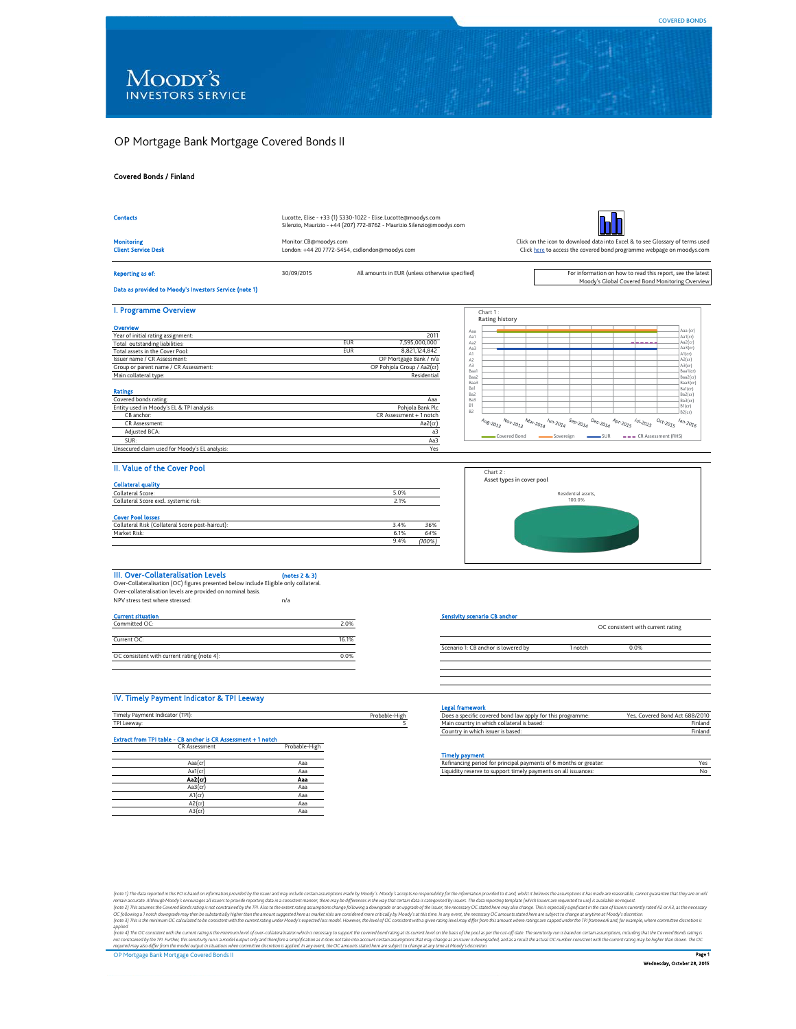COVERED BONDS

# OP Mortgage Bank Mortgage Covered Bonds II

**Covered Bonds / Finland**

| | |
|---|---|
| **Contacts** | Lucotte, Elise - +33 (1) 5330-1022 - Elise.Lucotte@moodys.com<br>Silenzio, Maurizio - +44 (207) 772-8762 - Maurizio.Silenzio@moodys.com |
| **Monitoring** | Monitor.CB@moodys.com |
| **Client Service Desk** | London: +44 20 7772-5454, csdlondon@moodys.com |

Click on the icon to download data into Excel & to see Glossary of terms used
Click here to access the covered bond programme webpage on moodys.com

**Reporting as of:** 30/09/2015 — All amounts in EUR (unless otherwise specified)

For information on how to read this report, see the latest Moody's Global Covered Bond Monitoring Overview

**Data as provided to Moody's Investors Service (note 1)**

## I. Programme Overview

**Overview**

| | | |
|---|---|---|
| Year of initial rating assignment: | | 2011 |
| Total outstanding liabilities: | EUR | 7,595,000,000 |
| Total assets in the Cover Pool: | EUR | 8,821,124,842 |
| Issuer name / CR Assessment: | | OP Mortgage Bank / n/a |
| Group or parent name / CR Assessment: | | OP Pohjola Group / Aa2(cr) |
| Main collateral type: | | Residential |

**Ratings**

| | |
|---|---|
| Covered bonds rating: | Aaa |
| Entity used in Moody's EL & TPI analysis: | Pohjola Bank Plc |
| CB anchor: | CR Assessment + 1 notch |
| CR Assessment: | Aa2(cr) |
| Adjusted BCA: | a3 |
| SUR: | Aa3 |
| Unsecured claim used for Moody's EL analysis: | Yes |

Chart 1 : Rating history

Legend: Covered Bond, Sovereign, SUR, CR Assessment (RHS)

## II. Value of the Cover Pool

**Collateral quality**

| | |
|---|---|
| Collateral Score: | 5.0% |
| Collateral Score excl. systemic risk: | 2.1% |

**Cover Pool losses**

| | | |
|---|---|---|
| Collateral Risk (Collateral Score post-haircut): | 3.4% | 36% |
| Market Risk: | 6.1% | 64% |
| | 9.4% | (100%) |

Chart 2 : Asset types in cover pool

Residential assets, 100.0%

## III. Over-Collateralisation Levels (notes 2 & 3)

Over-Collateralisation (OC) figures presented below include Eligible only collateral.
Over-collateralisation levels are provided on nominal basis.

NPV stress test where stressed: n/a

**Current situation**

| | |
|---|---|
| Committed OC: | 2.0% |
| Current OC: | 16.1% |
| OC consistent with current rating (note 4): | 0.0% |

**Sensitivity scenario CB anchor**

| | | OC consistent with current rating |
|---|---|---|
| Scenario 1: CB anchor is lowered by | 1 notch | 0.0% |

## IV. Timely Payment Indicator & TPI Leeway

| | |
|---|---|
| Timely Payment Indicator (TPI): | Probable-High |
| TPI Leeway: | 5 |

**Extract from TPI table - CB anchor is CR Assessment + 1 notch**

| CR Assessment | Probable-High |
|---|---|
| Aaa(cr) | Aaa |
| Aa1(cr) | Aaa |
| **Aa2(cr)** | **Aaa** |
| Aa3(cr) | Aaa |
| A1(cr) | Aaa |
| A2(cr) | Aaa |
| A3(cr) | Aaa |

**Legal framework**

| | |
|---|---|
| Does a specific covered bond law apply for this programme: | Yes, Covered Bond Act 688/2010 |
| Main country in which collateral is based: | Finland |
| Country in which issuer is based: | Finland |

**Timely payment**

| | |
|---|---|
| Refinancing period for principal payments of 6 months or greater: | Yes |
| Liquidity reserve to support timely payments on all issuances: | No |

*(note 1) The data reported in this PO is based on information provided by the issuer and may include certain assumptions made by Moody's. Moody's accepts no responsibility for the information provided to it and, whilst it believes the assumptions it has made are reasonable, cannot guarantee that they are or will remain accurate. Although Moody's encourages all issuers to provide reporting data in a consistent manner, there may be differences in the way that certain data is categorised by issuers. The data reporting template (which issuers are requested to use) is available on request.*
*(note 2) This assumes the Covered Bonds rating is not constrained by the TPI. Also to the extent rating assumptions change following a downgrade or an upgrade of the issuer, the necessary OC stated here may also change. This is especially significant in the case of issuers currently rated A2 or A3, as the necessary OC following a 1 notch downgrade may then be substantially higher than the amount suggested here as market risks are considered more critically by Moody's at this time. In any event, the necessary OC amounts stated here are subject to change at anytime at Moody's discretion.*
*(note 3) This is the minimum OC calculated to be consistent with the current rating under Moody's expected loss model. However, the level of OC consistent with a given rating level may differ from this amount where ratings are capped under the TPI framework and, for example, where committee discretion is applied.*
*(note 4) The OC consistent with the current rating is the minimum level of over-collateralisation which is necessary to support the covered bond rating at its current level on the basis of the pool as per the cut-off date. The sensitivity run is based on certain assumptions, including that the Covered Bonds rating is not constrained by the TPI. Further, this sensitivity run is a model output only and therefore a simplification as it does not take into account certain assumptions that may change as an issuer is downgraded, and as a result the actual OC number consistent with the current rating may be higher than shown. The OC required may also differ from the model output in situations when committee discretion is applied. In any event, the OC amounts stated here are subject to change at any time at Moody's discretion.*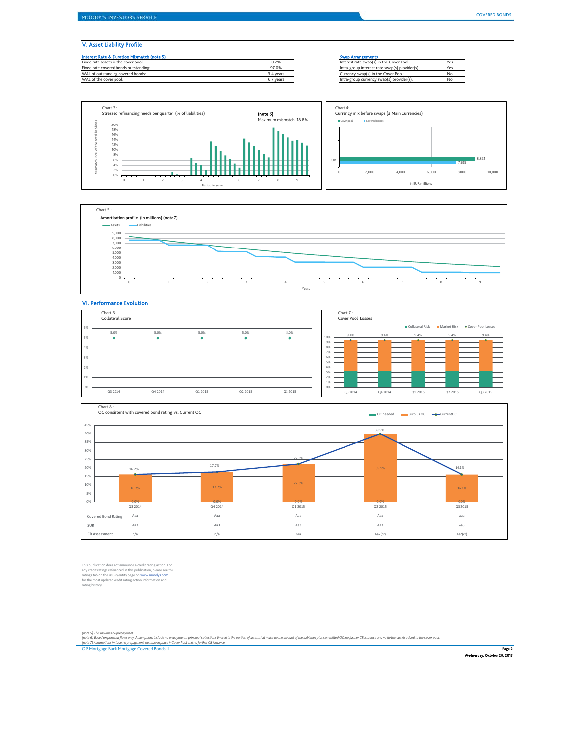## V. Asset Liability Profile

| Interest Rate & Duration Mismatch (note 5) | |
|---|---|
| Fixed rate assets in the cover pool: | 0.7% |
| Fixed rate covered bonds outstanding: | 97.0% |
| WAL of outstanding covered bonds: | 3.4 years |
| WAL of the cover pool: | 6.7 years |

| Swap Arrangements | |
|---|---|
| Interest rate swap(s) in the Cover Pool: | Yes |
| Intra-group interest rate swap(s) provider(s): | Yes |
| Currency swap(s) in the Cover Pool: | No |
| Intra-group currency swap(s) provider(s): | No |

Chart 3 :
Stressed refinancing needs per quarter (% of liabilities)

(note 6)
Maximum mismatch: 18.8%

Chart 4:
Currency mix before swaps (3 Main Currencies)

| Currency | Cover pool | Covered Bonds |
|---|---|---|
| EUR | 8,821 | 7,595 |

in EUR millions

Chart 5 :
Amortisation profile (in millions) (note 7)

## VI. Performance Evolution

Chart 6 :
Collateral Score

| | Q3 2014 | Q4 2014 | Q1 2015 | Q2 2015 | Q3 2015 |
|---|---|---|---|---|---|
| Collateral Score | 5.0% | 5.0% | 5.0% | 5.0% | 5.0% |

Chart 7 :
Cover Pool Losses

| | Q3 2014 | Q4 2014 | Q1 2015 | Q2 2015 | Q3 2015 |
|---|---|---|---|---|---|
| Cover Pool Losses | 9.4% | 9.4% | 9.4% | 9.4% | 9.4% |

Chart 8 :
OC consistent with covered bond rating vs. Current OC

| | Q3 2014 | Q4 2014 | Q1 2015 | Q2 2015 | Q3 2015 |
|---|---|---|---|---|---|
| OC needed | 0.0% | 0.0% | 0.0% | 0.0% | 0.0% |
| Surplus OC | 16.2% | 17.7% | 22.3% | 39.9% | 16.1% |
| Current OC | 16.2% | 17.7% | 22.3% | 39.9% | 16.1% |
| Covered Bond Rating | Aaa | Aaa | Aaa | Aaa | Aaa |
| SUR | Aa3 | Aa3 | Aa3 | Aa3 | Aa3 |
| CR Assessment | n/a | n/a | n/a | Aa2(cr) | Aa2(cr) |

This publication does not announce a credit rating action. For any credit ratings referenced in this publication, please see the ratings tab on the issuer/entity page on www.moodys.com for the most updated credit rating action information and rating history.

*(note 5) This assumes no prepayment.*
*(note 6) Based on principal flows only. Assumptions include no prepayments, principal collections limited to the portion of assets that make up the amount of the liabilities plus committed OC, no further CB issuance and no further assets added to the cover pool.*
*(note 7) Assumptions include no prepayment, no swap in place in Cover Pool and no further CB issuance.*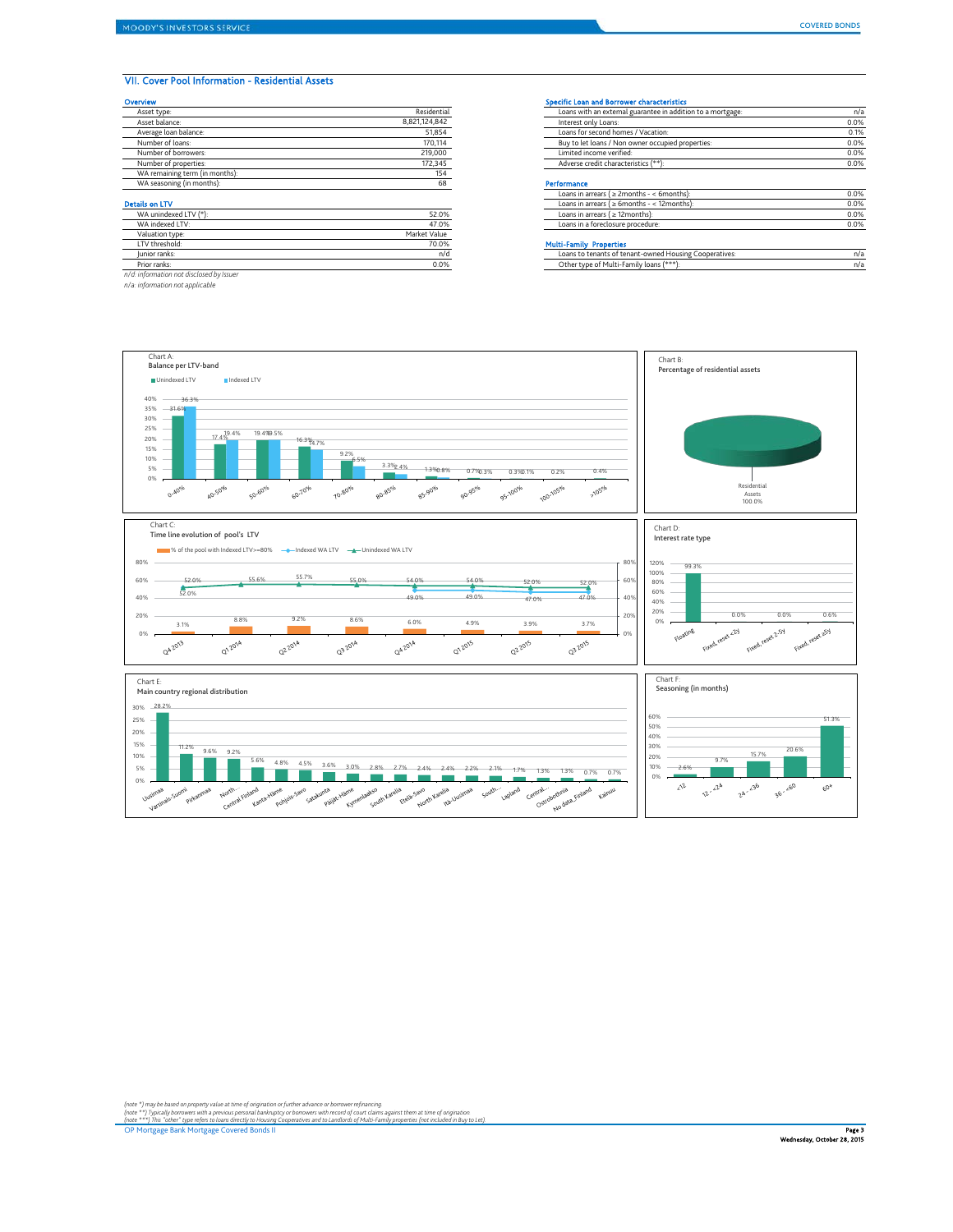## VII. Cover Pool Information - Residential Assets

### Overview

| | |
|---|---|
| Asset type: | Residential |
| Asset balance: | 8,821,124,842 |
| Average loan balance: | 51,854 |
| Number of loans: | 170,114 |
| Number of borrowers: | 219,000 |
| Number of properties: | 172,345 |
| WA remaining term (in months): | 154 |
| WA seasoning (in months): | 68 |

### Details on LTV

| | |
|---|---|
| WA unindexed LTV (*): | 52.0% |
| WA indexed LTV: | 47.0% |
| Valuation type: | Market Value |
| LTV threshold: | 70.0% |
| Junior ranks: | n/d |
| Prior ranks: | 0.0% |

*n/d: information not disclosed by Issuer*
*n/a: information not applicable*

### Specific Loan and Borrower characteristics

| | |
|---|---|
| Loans with an external guarantee in addition to a mortgage: | n/a |
| Interest only Loans: | 0.0% |
| Loans for second homes / Vacation: | 0.1% |
| Buy to let loans / Non owner occupied properties: | 0.0% |
| Limited income verified: | 0.0% |
| Adverse credit characteristics (**): | 0.0% |

### Performance

| | |
|---|---|
| Loans in arrears ( ≥ 2months - < 6months): | 0.0% |
| Loans in arrears ( ≥ 6months - < 12months): | 0.0% |
| Loans in arrears ( ≥ 12months): | 0.0% |
| Loans in a foreclosure procedure: | 0.0% |

### Multi-Family Properties

| | |
|---|---|
| Loans to tenants of tenant-owned Housing Cooperatives: | n/a |
| Other type of Multi-Family loans (***): | n/a |

**Chart A: Balance per LTV-band**

| LTV band | Unindexed LTV | Indexed LTV |
|---|---|---|
| 0-40% | 31.6% | 36.3% |
| 40-50% | 17.4% | 19.4% |
| 50-60% | 19.4% | 19.5% |
| 60-70% | 16.3% | 14.7% |
| 70-80% | 9.2% | 6.5% |
| 80-85% | 3.3% | 2.4% |
| 85-90% | 1.3% | 0.8% |
| 90-95% | 0.7% | 0.3% |
| 95-100% | 0.3% | 0.1% |
| 100-105% | 0.2% | |
| >105% | 0.4% | |

**Chart B: Percentage of residential assets**

Residential Assets 100.0%

**Chart C: Time line evolution of pool's LTV**

| | Q4 2013 | Q1 2014 | Q2 2014 | Q3 2014 | Q4 2014 | Q1 2015 | Q2 2015 | Q3 2015 |
|---|---|---|---|---|---|---|---|---|
| % of the pool with Indexed LTV>=80% | 3.1% | 8.8% | 9.2% | 8.6% | 6.0% | 4.9% | 3.9% | 3.7% |
| Indexed WA LTV | 52.0% | | | | 49.0% | 49.0% | 47.0% | 47.0% |
| Unindexed WA LTV | 52.0% | 55.6% | 55.7% | 55.0% | 54.0% | 54.0% | 52.0% | 52.0% |

**Chart D: Interest rate type**

| Floating | Fixed, reset <2y | Fixed, reset 2-5y | Fixed, reset ≥5y |
|---|---|---|---|
| 99.3% | 0.0% | 0.0% | 0.6% |

**Chart E: Main country regional distribution**

| Region | % |
|---|---|
| Uusimaa | 28.2% |
| Varsinais-Suomi | 11.2% |
| Pirkanmaa | 9.6% |
| North... | 9.2% |
| Central Finland | 5.6% |
| Kanta-Häme | 4.8% |
| Pohjois-Savo | 4.5% |
| Satakunta | 3.6% |
| Päijät-Häme | 3.0% |
| Kymenlaakso | 2.8% |
| South Karelia | 2.7% |
| Etelä-Savo | 2.4% |
| North Karelia | 2.4% |
| Itä-Uusimaa | 2.2% |
| South... | 2.1% |
| Lapland | 1.7% |
| Central... | 1.3% |
| Ostrobothnia | 1.3% |
| No data_Finland | 0.7% |
| Kainuu | 0.7% |

**Chart F: Seasoning (in months)**

| <12 | 12 - <24 | 24 - <36 | 36 - <60 | 60+ |
|---|---|---|---|---|
| 2.6% | 9.7% | 15.7% | 20.6% | 51.3% |

*(note \*) may be based on property value at time of origination or further advance or borrower refinancing.*
*(note \*\*) Typically borrowers with a previous personal bankruptcy or borrowers with record of court claims against them at time of origination.*
*(note \*\*\*) This "other" type refers to loans directly to Housing Cooperatives and to Landlords of Multi-Family properties (not included in Buy to Let).*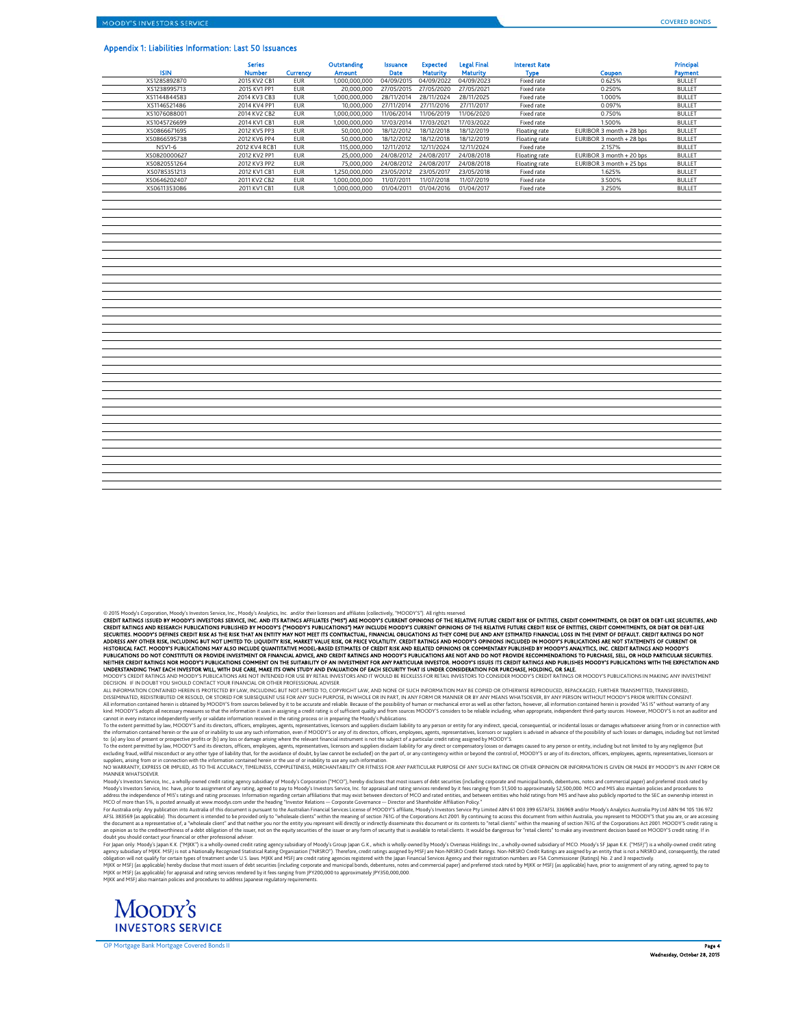## Appendix 1: Liabilities Information: Last 50 Issuances

| ISIN | Series Number | Currency | Outstanding Amount | Issuance Date | Expected Maturity | Legal Final Maturity | Interest Rate Type | Coupon | Principal Payment |
|---|---|---|---|---|---|---|---|---|---|
| XS1285892870 | 2015 KV2 CB1 | EUR | 1,000,000,000 | 04/09/2015 | 04/09/2022 | 04/09/2023 | Fixed rate | 0.625% | BULLET |
| XS1238995713 | 2015 KV1 PP1 | EUR | 20,000,000 | 27/05/2015 | 27/05/2020 | 27/05/2021 | Fixed rate | 0.250% | BULLET |
| XS1144844583 | 2014 KV3 CB3 | EUR | 1,000,000,000 | 28/11/2014 | 28/11/2024 | 28/11/2025 | Fixed rate | 1.000% | BULLET |
| XS1146521486 | 2014 KV4 PP1 | EUR | 10,000,000 | 27/11/2014 | 27/11/2016 | 27/11/2017 | Fixed rate | 0.097% | BULLET |
| XS1076088001 | 2014 KV2 CB2 | EUR | 1,000,000,000 | 11/06/2014 | 11/06/2019 | 11/06/2020 | Fixed rate | 0.750% | BULLET |
| XS1045726699 | 2014 KV1 CB1 | EUR | 1,000,000,000 | 17/03/2014 | 17/03/2021 | 17/03/2022 | Fixed rate | 1.500% | BULLET |
| XS0866671695 | 2012 KV5 PP3 | EUR | 50,000,000 | 18/12/2012 | 18/12/2018 | 18/12/2019 | Floating rate | EURIBOR 3 month + 28 bps | BULLET |
| XS0866595738 | 2012 KV6 PP4 | EUR | 50,000,000 | 18/12/2012 | 18/12/2018 | 18/12/2019 | Floating rate | EURIBOR 3 month + 28 bps | BULLET |
| NSV1-6 | 2012 KV4 RCB1 | EUR | 115,000,000 | 12/11/2012 | 12/11/2024 | 12/11/2024 | Fixed rate | 2.157% | BULLET |
| XS0820000627 | 2012 KV2 PP1 | EUR | 25,000,000 | 24/08/2012 | 24/08/2017 | 24/08/2018 | Floating rate | EURIBOR 3 month + 20 bps | BULLET |
| XS0820551264 | 2012 KV3 PP2 | EUR | 75,000,000 | 24/08/2012 | 24/08/2017 | 24/08/2018 | Floating rate | EURIBOR 3 month + 25 bps | BULLET |
| XS0785351213 | 2012 KV1 CB1 | EUR | 1,250,000,000 | 23/05/2012 | 23/05/2017 | 23/05/2018 | Fixed rate | 1.625% | BULLET |
| XS0646202407 | 2011 KV2 CB2 | EUR | 1,000,000,000 | 11/07/2011 | 11/07/2018 | 11/07/2019 | Fixed rate | 3.500% | BULLET |
| XS0611353086 | 2011 KV1 CB1 | EUR | 1,000,000,000 | 01/04/2011 | 01/04/2016 | 01/04/2017 | Fixed rate | 3.250% | BULLET |

© 2015 Moody's Corporation, Moody's Investors Service, Inc., Moody's Analytics, Inc. and/or their licensors and affiliates (collectively, "MOODY'S"). All rights reserved.

CREDIT RATINGS ISSUED BY MOODY'S INVESTORS SERVICE, INC. AND ITS RATINGS AFFILIATES ("MIS") ARE MOODY'S CURRENT OPINIONS OF THE RELATIVE FUTURE CREDIT RISK OF ENTITIES, CREDIT COMMITMENTS, OR DEBT OR DEBT-LIKE SECURITIES, AND CREDIT RATINGS AND RESEARCH PUBLICATIONS PUBLISHED BY MOODY'S ("MOODY'S PUBLICATIONS") MAY INCLUDE MOODY'S CURRENT OPINIONS OF THE RELATIVE FUTURE CREDIT RISK OF ENTITIES, CREDIT COMMITMENTS, OR DEBT OR DEBT-LIKE SECURITIES. MOODY'S DEFINES CREDIT RISK AS THE RISK THAT AN ENTITY MAY NOT MEET ITS CONTRACTUAL, FINANCIAL OBLIGATIONS AS THEY COME DUE AND ANY ESTIMATED FINANCIAL LOSS IN THE EVENT OF DEFAULT. CREDIT RATINGS DO NOT ADDRESS ANY OTHER RISK, INCLUDING BUT NOT LIMITED TO: LIQUIDITY RISK, MARKET VALUE RISK, OR PRICE VOLATILITY. CREDIT RATINGS AND MOODY'S OPINIONS INCLUDED IN MOODY'S PUBLICATIONS ARE NOT STATEMENTS OF CURRENT OR HISTORICAL FACT. MOODY'S PUBLICATIONS MAY ALSO INCLUDE QUANTITATIVE MODEL-BASED ESTIMATES OF CREDIT RISK AND RELATED OPINIONS OR COMMENTARY PUBLISHED BY MOODY'S ANALYTICS, INC. CREDIT RATINGS AND MOODY'S PUBLICATIONS DO NOT CONSTITUTE OR PROVIDE INVESTMENT OR FINANCIAL ADVICE, AND CREDIT RATINGS AND MOODY'S PUBLICATIONS ARE NOT AND DO NOT PROVIDE RECOMMENDATIONS TO PURCHASE, SELL, OR HOLD PARTICULAR SECURITIES. NEITHER CREDIT RATINGS NOR MOODY'S PUBLICATIONS COMMENT ON THE SUITABILITY OF AN INVESTMENT FOR ANY PARTICULAR INVESTOR. MOODY'S ISSUES ITS CREDIT RATINGS AND PUBLISHES MOODY'S PUBLICATIONS WITH THE EXPECTATION AND UNDERSTANDING THAT EACH INVESTOR WILL, WITH DUE CARE, MAKE ITS OWN STUDY AND EVALUATION OF EACH SECURITY THAT IS UNDER CONSIDERATION FOR PURCHASE, HOLDING, OR SALE.

MOODY'S CREDIT RATINGS AND MOODY'S PUBLICATIONS ARE NOT INTENDED FOR USE BY RETAIL INVESTORS AND IT WOULD BE RECKLESS FOR RETAIL INVESTORS TO CONSIDER MOODY'S CREDIT RATINGS OR MOODY'S PUBLICATIONS IN MAKING ANY INVESTMENT DECISION. IF IN DOUBT YOU SHOULD CONTACT YOUR FINANCIAL OR OTHER PROFESSIONAL ADVISER.

ALL INFORMATION CONTAINED HEREIN IS PROTECTED BY LAW, INCLUDING BUT NOT LIMITED TO, COPYRIGHT LAW, AND NONE OF SUCH INFORMATION MAY BE COPIED OR OTHERWISE REPRODUCED, REPACKAGED, FURTHER TRANSMITTED, TRANSFERRED, DISSEMINATED, REDISTRIBUTED OR RESOLD, OR STORED FOR SUBSEQUENT USE FOR ANY SUCH PURPOSE, IN WHOLE OR IN PART, IN ANY FORM OR MANNER OR BY ANY MEANS WHATSOEVER, BY ANY PERSON WITHOUT MOODY'S PRIOR WRITTEN CONSENT.

All information contained herein is obtained by MOODY'S from sources believed by it to be accurate and reliable. Because of the possibility of human or mechanical error as well as other factors, however, all information contained herein is provided "AS IS" without warranty of any kind. MOODY'S adopts all necessary measures so that the information it uses in assigning a credit rating is of sufficient quality and from sources MOODY'S considers to be reliable including, when appropriate, independent third-party sources. However, MOODY'S is not an auditor and cannot in every instance independently verify or validate information received in the rating process or in preparing the Moody's Publications.

To the extent permitted by law, MOODY'S and its directors, officers, employees, agents, representatives, licensors and suppliers disclaim liability to any person or entity for any indirect, special, consequential, or incidental losses or damages whatsoever arising from or in connection with the information contained herein or the use of or inability to use any such information, even if MOODY'S or any of its directors, officers, employees, agents, representatives, licensors or suppliers is advised in advance of the possibility of such losses or damages, including but not limited to: (a) any loss of present or prospective profits or (b) any loss or damage arising where the relevant financial instrument is not the subject of a particular credit rating assigned by MOODY'S.

To the extent permitted by law, MOODY'S and its directors, officers, employees, agents, representatives, licensors and suppliers disclaim liability for any direct or compensatory losses or damages caused to any person or entity, including but not limited to by any negligence (but excluding fraud, willful misconduct or any other type of liability that, for the avoidance of doubt, by law cannot be excluded) on the part of, or any contingency within or beyond the control of, MOODY'S or any of its directors, officers, employees, agents, representatives, licensors or suppliers, arising from or in connection with the information contained herein or the use of or inability to use any such information.

NO WARRANTY, EXPRESS OR IMPLIED, AS TO THE ACCURACY, TIMELINESS, COMPLETENESS, MERCHANTABILITY OR FITNESS FOR ANY PARTICULAR PURPOSE OF ANY SUCH RATING OR OTHER OPINION OR INFORMATION IS GIVEN OR MADE BY MOODY'S IN ANY FORM OR MANNER WHATSOEVER.

Moody's Investors Service, Inc., a wholly-owned credit rating agency subsidiary of Moody's Corporation ("MCO"), hereby discloses that most issuers of debt securities (including corporate and municipal bonds, debentures, notes and commercial paper) and preferred stock rated by Moody's Investors Service, Inc. have, prior to assignment of any rating, agreed to pay to Moody's Investors Service, Inc. for appraisal and rating services rendered by it fees ranging from $1,500 to approximately $2,500,000. MCO and MIS also maintain policies and procedures to address the independence of MIS's ratings and rating processes. Information regarding certain affiliations that may exist between directors of MCO and rated entities, and between entities who hold ratings from MIS and have also publicly reported to the SEC an ownership interest in MCO of more than 5%, is posted annually at www.moodys.com under the heading "Investor Relations — Corporate Governance — Director and Shareholder Affiliation Policy."

For Australia only: Any publication into Australia of this document is pursuant to the Australian Financial Services License of MOODY'S affiliate, Moody's Investors Service Pty Limited ABN 61 003 399 657AFSL 336969 and/or Moody's Analytics Australia Pty Ltd ABN 94 105 136 972 AFSL 383569 (as applicable). This document is intended to be provided only to "wholesale clients" within the meaning of section 761G of the Corporations Act 2001. By continuing to access this document from within Australia, you represent to MOODY'S that you are, or are accessing the document as a representative of, a "wholesale client" and that neither you nor the entity you represent will directly or indirectly disseminate this document or its contents to "retail clients" within the meaning of section 761G of the Corporations Act 2001. MOODY'S credit rating is an opinion as to the creditworthiness of a debt obligation of the issuer, not on the equity securities of the issuer or any form of security that is available to retail clients. It would be dangerous for "retail clients" to make any investment decision based on MOODY'S credit rating. If in doubt you should contact your financial or other professional adviser.

For Japan only: Moody's Japan K.K. ("MJKK") is a wholly-owned credit rating agency subsidiary of Moody's Group Japan G.K., which is wholly-owned by Moody's Overseas Holdings Inc., a wholly-owned subsidiary of MCO. Moody's SF Japan K.K. ("MSFJ") is a wholly-owned credit rating agency subsidiary of MJKK. MSFJ is not a Nationally Recognized Statistical Rating Organization ("NRSRO"). Therefore, credit ratings assigned by MSFJ are Non-NRSRO Credit Ratings. Non-NRSRO Credit Ratings are assigned by an entity that is not a NRSRO and, consequently, the rated obligation will not qualify for certain types of treatment under U.S. laws. MJKK and MSFJ are credit rating agencies registered with the Japan Financial Services Agency and their registration numbers are FSA Commissioner (Ratings) No. 2 and 3 respectively.

MJKK or MSFJ (as applicable) hereby disclose that most issuers of debt securities (including corporate and municipal bonds, debentures, notes and commercial paper) and preferred stock rated by MJKK or MSFJ (as applicable) have, prior to assignment of any rating, agreed to pay to MJKK or MSFJ (as applicable) for appraisal and rating services rendered by it fees ranging from JPY200,000 to approximately JPY350,000,000.

MJKK and MSFJ also maintain policies and procedures to address Japanese regulatory requirements.

Moody's Investors Service